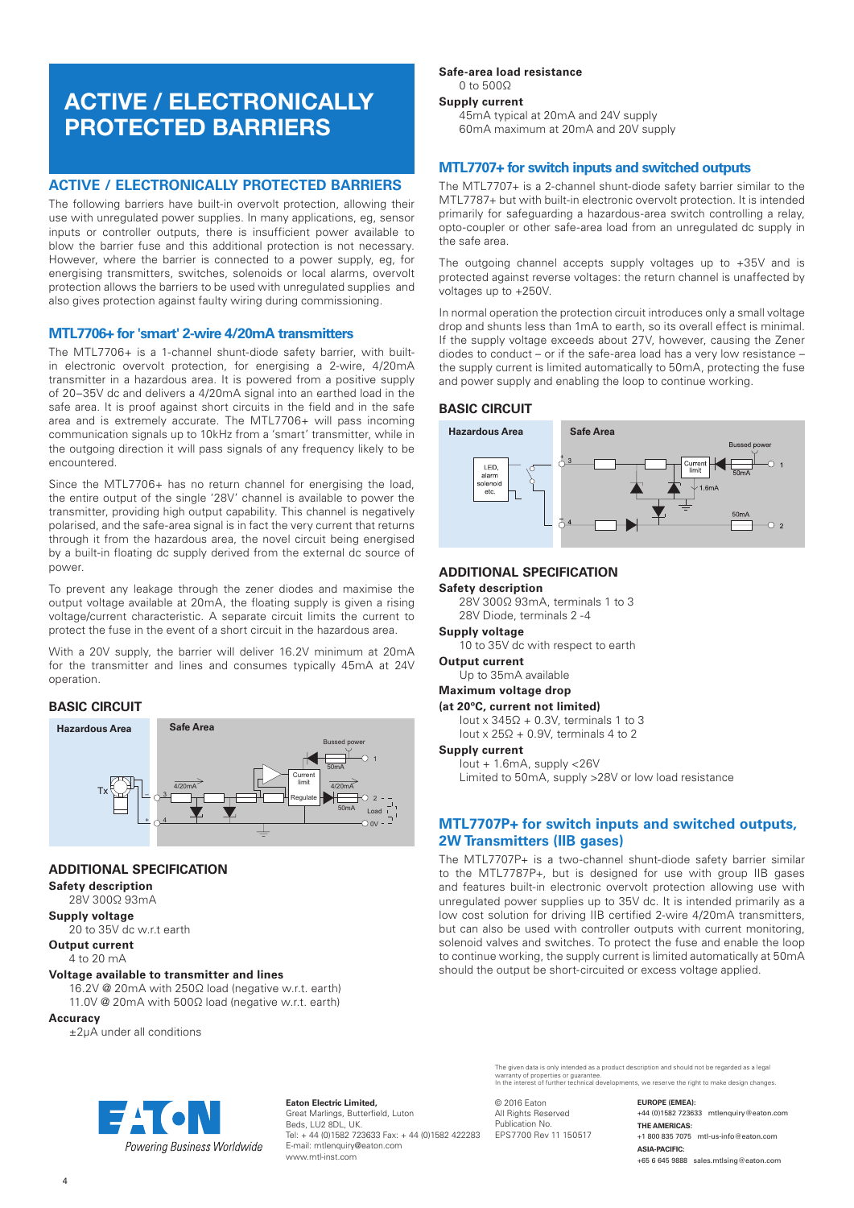# ACTIVE / ELECTRONICALLY PROTECTED BARRIERS

## ACTIVE / ELECTRONICALLY PROTECTED BARRIERS

The following barriers have built-in overvolt protection, allowing their use with unregulated power supplies. In many applications, eg, sensor inputs or controller outputs, there is insufficient power available to blow the barrier fuse and this additional protection is not necessary. However, where the barrier is connected to a power supply, eg, for energising transmitters, switches, solenoids or local alarms, overvolt protection allows the barriers to be used with unregulated supplies and also gives protection against faulty wiring during commissioning.

### MTL7706+ for 'smart' 2-wire 4/20mA transmitters

The MTL7706+ is a 1-channel shunt-diode safety barrier, with built-in electronic overvolt protection, for energising a 2-wire, 4/20mA transmitter in a hazardous area. It is powered from a positive supply of 20–35V dc and delivers a 4/20mA signal into an earthed load in the safe area. It is proof against short circuits in the field and in the safe area and is extremely accurate. The MTL7706+ will pass incoming communication signals up to 10kHz from a 'smart' transmitter, while in the outgoing direction it will pass signals of any frequency likely to be encountered.

Since the MTL7706+ has no return channel for energising the load, the entire output of the single '28V' channel is available to power the transmitter, providing high output capability. This channel is negatively polarised, and the safe-area signal is in fact the very current that returns through it from the hazardous area, the novel circuit being energised by a built-in floating dc supply derived from the external dc source of power.

To prevent any leakage through the zener diodes and maximise the output voltage available at 20mA, the floating supply is given a rising voltage/current characteristic. A separate circuit limits the current to protect the fuse in the event of a short circuit in the hazardous area.

With a 20V supply, the barrier will deliver 16.2V minimum at 20mA for the transmitter and lines and consumes typically 45mA at 24V operation.

#### BASIC CIRCUIT

Hazardous Area | Safe Area

Tx, 4/20mA, 3, 4, Bussed power, 1, 50mA, Current limit, Regulate, 4/20mA, 2, Load, 50mA, 0V

#### ADDITIONAL SPECIFICATION

**Safety description**
28V 300Ω 93mA

**Supply voltage**
20 to 35V dc w.r.t earth

**Output current**
4 to 20 mA

**Voltage available to transmitter and lines**
16.2V @ 20mA with 250Ω load (negative w.r.t. earth)
11.0V @ 20mA with 500Ω load (negative w.r.t. earth)

**Accuracy**
±2µA under all conditions

**Safe-area load resistance**
0 to 500Ω

**Supply current**
45mA typical at 20mA and 24V supply
60mA maximum at 20mA and 20V supply

### MTL7707+ for switch inputs and switched outputs

The MTL7707+ is a 2-channel shunt-diode safety barrier similar to the MTL7787+ but with built-in electronic overvolt protection. It is intended primarily for safeguarding a hazardous-area switch controlling a relay, opto-coupler or other safe-area load from an unregulated dc supply in the safe area.

The outgoing channel accepts supply voltages up to +35V and is protected against reverse voltages: the return channel is unaffected by voltages up to +250V.

In normal operation the protection circuit introduces only a small voltage drop and shunts less than 1mA to earth, so its overall effect is minimal. If the supply voltage exceeds about 27V, however, causing the Zener diodes to conduct – or if the safe-area load has a very low resistance – the supply current is limited automatically to 50mA, protecting the fuse and power supply and enabling the loop to continue working.

#### BASIC CIRCUIT

Hazardous Area | Safe Area

LED, alarm solenoid etc., 3, 4, Current limit, Bussed power, 50mA, 1, 1.6mA, 50mA, 2

#### ADDITIONAL SPECIFICATION

**Safety description**
28V 300Ω 93mA, terminals 1 to 3
28V Diode, terminals 2 -4

**Supply voltage**
10 to 35V dc with respect to earth

**Output current**
Up to 35mA available

**Maximum voltage drop**

**(at 20ºC, current not limited)**
Iout x 345Ω + 0.3V, terminals 1 to 3
Iout x 25Ω + 0.9V, terminals 4 to 2

**Supply current**
Iout + 1.6mA, supply <26V
Limited to 50mA, supply >28V or low load resistance

### MTL7707P+ for switch inputs and switched outputs, 2W Transmitters (IIB gases)

The MTL7707P+ is a two-channel shunt-diode safety barrier similar to the MTL7787P+, but is designed for use with group IIB gases and features built-in electronic overvolt protection allowing use with unregulated power supplies up to 35V dc. It is intended primarily as a low cost solution for driving IIB certified 2-wire 4/20mA transmitters, but can also be used with controller outputs with current monitoring, solenoid valves and switches. To protect the fuse and enable the loop to continue working, the supply current is limited automatically at 50mA should the output be short-circuited or excess voltage applied.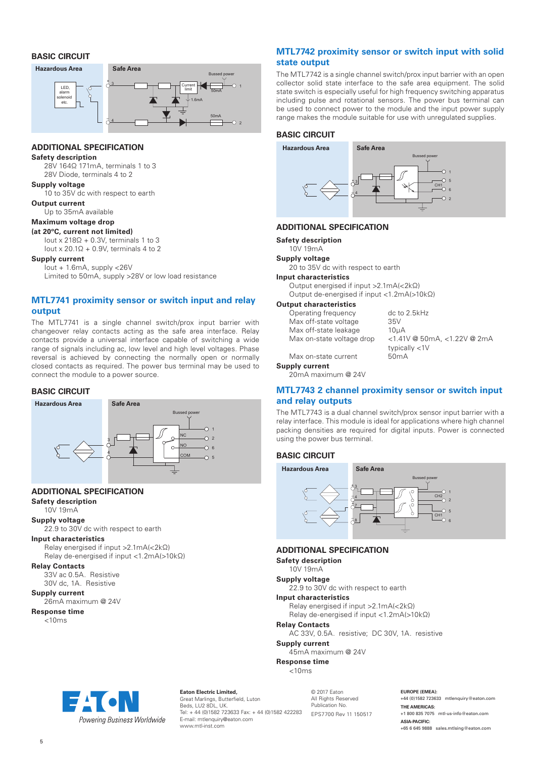## BASIC CIRCUIT

## ADDITIONAL SPECIFICATION

**Safety description**
28V 164Ω 171mA, terminals 1 to 3
28V Diode, terminals 4 to 2

**Supply voltage**
10 to 35V dc with respect to earth

**Output current**
Up to 35mA available

**Maximum voltage drop**
**(at 20ºC, current not limited)**
Iout x 218Ω + 0.3V, terminals 1 to 3
Iout x 20.1Ω + 0.9V, terminals 4 to 2

**Supply current**
Iout + 1.6mA, supply <26V
Limited to 50mA, supply >28V or low load resistance

## MTL7741 proximity sensor or switch input and relay output

The MTL7741 is a single channel switch/prox input barrier with changeover relay contacts acting as the safe area interface. Relay contacts provide a universal interface capable of switching a wide range of signals including ac, low level and high level voltages. Phase reversal is achieved by connecting the normally open or normally closed contacts as required. The power bus terminal may be used to connect the module to a power source.

## BASIC CIRCUIT

## ADDITIONAL SPECIFICATION

**Safety description**
10V 19mA

**Supply voltage**
22.9 to 30V dc with respect to earth

**Input characteristics**
Relay energised if input >2.1mA(<2kΩ)
Relay de-energised if input <1.2mA(>10kΩ)

**Relay Contacts**
33V ac 0.5A. Resistive
30V dc, 1A. Resistive

**Supply current**
26mA maximum @ 24V

**Response time**
<10ms

## MTL7742 proximity sensor or switch input with solid state output

The MTL7742 is a single channel switch/prox input barrier with an open collector solid state interface to the safe area equipment. The solid state switch is especially useful for high frequency switching apparatus including pulse and rotational sensors. The power bus terminal can be used to connect power to the module and the input power supply range makes the module suitable for use with unregulated supplies.

## BASIC CIRCUIT

## ADDITIONAL SPECIFICATION

**Safety description**
10V 19mA

**Supply voltage**
20 to 35V dc with respect to earth

**Input characteristics**
Output energised if input >2.1mA(<2kΩ)
Output de-energised if input <1.2mA(>10kΩ)

**Output characteristics**

| | |
|---|---|
| Operating frequency | dc to 2.5kHz |
| Max off-state voltage | 35V |
| Max off-state leakage | 10μA |
| Max on-state voltage drop | <1.41V @ 50mA, <1.22V @ 2mA typically <1V |
| Max on-state current | 50mA |

**Supply current**
20mA maximum @ 24V

## MTL7743 2 channel proximity sensor or switch input and relay outputs

The MTL7743 is a dual channel switch/prox sensor input barrier with a relay interface. This module is ideal for applications where high channel packing densities are required for digital inputs. Power is connected using the power bus terminal.

## BASIC CIRCUIT

## ADDITIONAL SPECIFICATION

**Safety description**
10V 19mA

**Supply voltage**
22.9 to 30V dc with respect to earth

**Input characteristics**
Relay energised if input >2.1mA(<2kΩ)
Relay de-energised if input <1.2mA(>10kΩ)

**Relay Contacts**
AC 33V, 0.5A. resistive; DC 30V, 1A. resistive

**Supply current**
45mA maximum @ 24V

**Response time**
<10ms

**Eaton Electric Limited,**
Great Marlings, Butterfield, Luton
Beds, LU2 8DL, UK.
Tel: + 44 (0)1582 723633 Fax: + 44 (0)1582 422283
E-mail: mtlenquiry@eaton.com
www.mtl-inst.com

© 2017 Eaton
All Rights Reserved
Publication No.
EPS7700 Rev 11 150517

**EUROPE (EMEA):**
+44 (0)1582 723633 mtlenquiry@eaton.com
**THE AMERICAS:**
+1 800 835 7075 mtl-us-info@eaton.com
**ASIA-PACIFIC:**
+65 6 645 9888 sales.mtlsing@eaton.com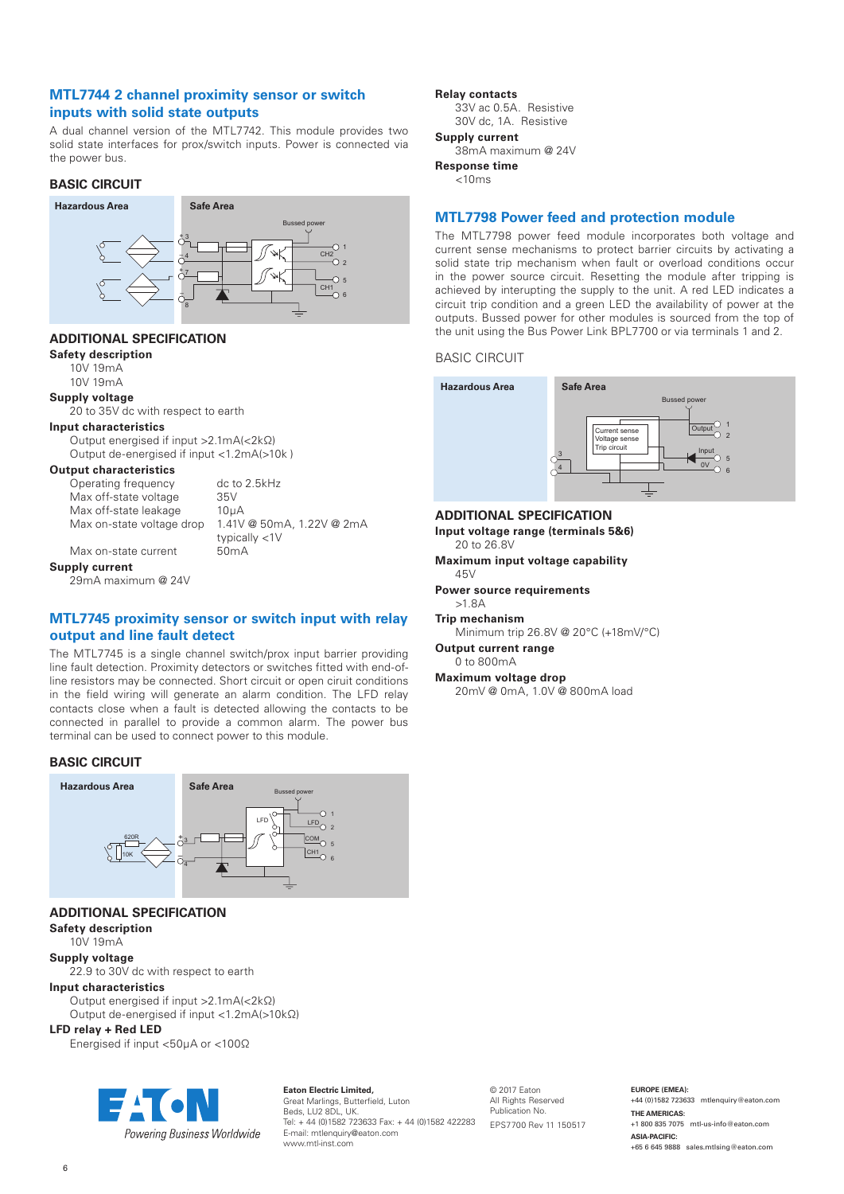## MTL7744 2 channel proximity sensor or switch inputs with solid state outputs

A dual channel version of the MTL7742. This module provides two solid state interfaces for prox/switch inputs. Power is connected via the power bus.

### BASIC CIRCUIT

Hazardous Area

Safe Area

Bussed power

3 4 7 8

1 CH2 2

5 CH1 6

### ADDITIONAL SPECIFICATION

**Safety description**

10V 19mA
10V 19mA

**Supply voltage**

20 to 35V dc with respect to earth

**Input characteristics**

Output energised if input >2.1mA(<2kΩ)
Output de-energised if input <1.2mA(>10k )

**Output characteristics**

| | |
|---|---|
| Operating frequency | dc to 2.5kHz |
| Max off-state voltage | 35V |
| Max off-state leakage | 10µA |
| Max on-state voltage drop | 1.41V @ 50mA, 1.22V @ 2mA typically <1V |
| Max on-state current | 50mA |

**Supply current**

29mA maximum @ 24V

## MTL7745 proximity sensor or switch input with relay output and line fault detect

The MTL7745 is a single channel switch/prox input barrier providing line fault detection. Proximity detectors or switches fitted with end-of-line resistors may be connected. Short circuit or open ciruit conditions in the field wiring will generate an alarm condition. The LFD relay contacts close when a fault is detected allowing the contacts to be connected in parallel to provide a common alarm. The power bus terminal can be used to connect power to this module.

### BASIC CIRCUIT

Hazardous Area

Safe Area

Bussed power

620R 10K

3 4

LFD 1 LFD 2

COM 5 CH1 6

### ADDITIONAL SPECIFICATION

**Safety description**

10V 19mA

**Supply voltage**

22.9 to 30V dc with respect to earth

**Input characteristics**

Output energised if input >2.1mA(<2kΩ)
Output de-energised if input <1.2mA(>10kΩ)

**LFD relay + Red LED**

Energised if input <50µA or <100Ω

**Relay contacts**

33V ac 0.5A. Resistive
30V dc, 1A. Resistive

**Supply current**

38mA maximum @ 24V

**Response time**

<10ms

## MTL7798 Power feed and protection module

The MTL7798 power feed module incorporates both voltage and current sense mechanisms to protect barrier circuits by activating a solid state trip mechanism when fault or overload conditions occur in the power source circuit. Resetting the module after tripping is achieved by interupting the supply to the unit. A red LED indicates a circuit trip condition and a green LED the availability of power at the outputs. Bussed power for other modules is sourced from the unit using the Bus Power Link BPL7700 or via terminals 1 and 2.

### BASIC CIRCUIT

Hazardous Area

Safe Area

Bussed power

Current sense
Voltage sense
Trip circuit

Output 1 2

Input 5

0V 6

3 4

### ADDITIONAL SPECIFICATION

**Input voltage range (terminals 5&6)**

20 to 26.8V

**Maximum input voltage capability**

45V

**Power source requirements**

>1.8A

**Trip mechanism**

Minimum trip 26.8V @ 20°C (+18mV/°C)

**Output current range**

0 to 800mA

**Maximum voltage drop**

20mV @ 0mA, 1.0V @ 800mA load

EATON
Powering Business Worldwide

**Eaton Electric Limited,**
Great Marlings, Butterfield, Luton
Beds, LU2 8DL, UK.
Tel: + 44 (0)1582 723633 Fax: + 44 (0)1582 422283
E-mail: mtlenquiry@eaton.com
www.mtl-inst.com

© 2017 Eaton
All Rights Reserved
Publication No.
EPS7700 Rev 11 150517

**EUROPE (EMEA):**
+44 (0)1582 723633 mtlenquiry@eaton.com

**THE AMERICAS:**
+1 800 835 7075 mtl-us-info@eaton.com

**ASIA-PACIFIC:**
+65 6 645 9888 sales.mtlsing@eaton.com